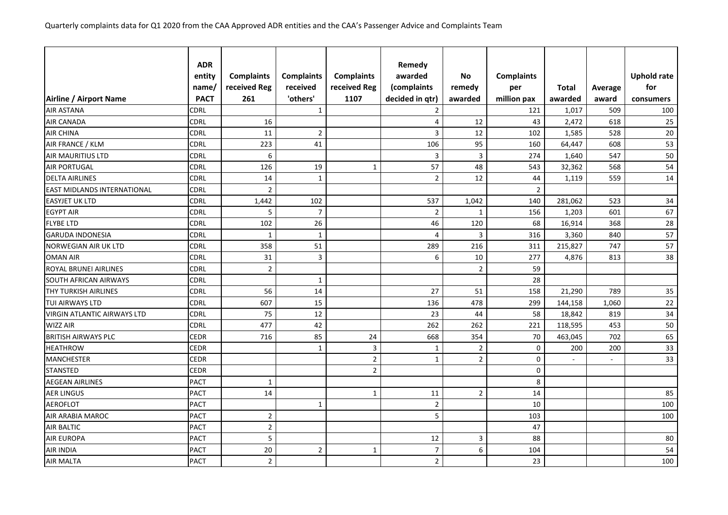Quarterly complaints data for Q1 2020 from the CAA Approved ADR entities and the CAA's Passenger Advice and Complaints Team

| Airline / Airport Name | ADR entity name/ PACT | Complaints received Reg 261 | Complaints received 'others' | Complaints received Reg 1107 | Remedy awarded (complaints decided in qtr) | No remedy awarded | Complaints per million pax | Total awarded | Average award | Uphold rate for consumers |
|---|---|---|---|---|---|---|---|---|---|---|
| AIR ASTANA | CDRL | | 1 | | 2 | | 121 | 1,017 | 509 | 100 |
| AIR CANADA | CDRL | 16 | | | 4 | 12 | 43 | 2,472 | 618 | 25 |
| AIR CHINA | CDRL | 11 | 2 | | 3 | 12 | 102 | 1,585 | 528 | 20 |
| AIR FRANCE / KLM | CDRL | 223 | 41 | | 106 | 95 | 160 | 64,447 | 608 | 53 |
| AIR MAURITIUS LTD | CDRL | 6 | | | 3 | 3 | 274 | 1,640 | 547 | 50 |
| AIR PORTUGAL | CDRL | 126 | 19 | 1 | 57 | 48 | 543 | 32,362 | 568 | 54 |
| DELTA AIRLINES | CDRL | 14 | 1 | | 2 | 12 | 44 | 1,119 | 559 | 14 |
| EAST MIDLANDS INTERNATIONAL | CDRL | 2 | | | | | 2 | | | |
| EASYJET UK LTD | CDRL | 1,442 | 102 | | 537 | 1,042 | 140 | 281,062 | 523 | 34 |
| EGYPT AIR | CDRL | 5 | 7 | | 2 | 1 | 156 | 1,203 | 601 | 67 |
| FLYBE LTD | CDRL | 102 | 26 | | 46 | 120 | 68 | 16,914 | 368 | 28 |
| GARUDA INDONESIA | CDRL | 1 | 1 | | 4 | 3 | 316 | 3,360 | 840 | 57 |
| NORWEGIAN AIR UK LTD | CDRL | 358 | 51 | | 289 | 216 | 311 | 215,827 | 747 | 57 |
| OMAN AIR | CDRL | 31 | 3 | | 6 | 10 | 277 | 4,876 | 813 | 38 |
| ROYAL BRUNEI AIRLINES | CDRL | 2 | | | | 2 | 59 | | | |
| SOUTH AFRICAN AIRWAYS | CDRL | | 1 | | | | 28 | | | |
| THY TURKISH AIRLINES | CDRL | 56 | 14 | | 27 | 51 | 158 | 21,290 | 789 | 35 |
| TUI AIRWAYS LTD | CDRL | 607 | 15 | | 136 | 478 | 299 | 144,158 | 1,060 | 22 |
| VIRGIN ATLANTIC AIRWAYS LTD | CDRL | 75 | 12 | | 23 | 44 | 58 | 18,842 | 819 | 34 |
| WIZZ AIR | CDRL | 477 | 42 | | 262 | 262 | 221 | 118,595 | 453 | 50 |
| BRITISH AIRWAYS PLC | CEDR | 716 | 85 | 24 | 668 | 354 | 70 | 463,045 | 702 | 65 |
| HEATHROW | CEDR | | 1 | 3 | 1 | 2 | 0 | 200 | 200 | 33 |
| MANCHESTER | CEDR | | | 2 | 1 | 2 | 0 | - | - | 33 |
| STANSTED | CEDR | | | 2 | | | 0 | | | |
| AEGEAN AIRLINES | PACT | 1 | | | | | 8 | | | |
| AER LINGUS | PACT | 14 | | 1 | 11 | 2 | 14 | | | 85 |
| AEROFLOT | PACT | | 1 | | 2 | | 10 | | | 100 |
| AIR ARABIA MAROC | PACT | 2 | | | 5 | | 103 | | | 100 |
| AIR BALTIC | PACT | 2 | | | | | 47 | | | |
| AIR EUROPA | PACT | 5 | | | 12 | 3 | 88 | | | 80 |
| AIR INDIA | PACT | 20 | 2 | 1 | 7 | 6 | 104 | | | 54 |
| AIR MALTA | PACT | 2 | | | 2 | | 23 | | | 100 |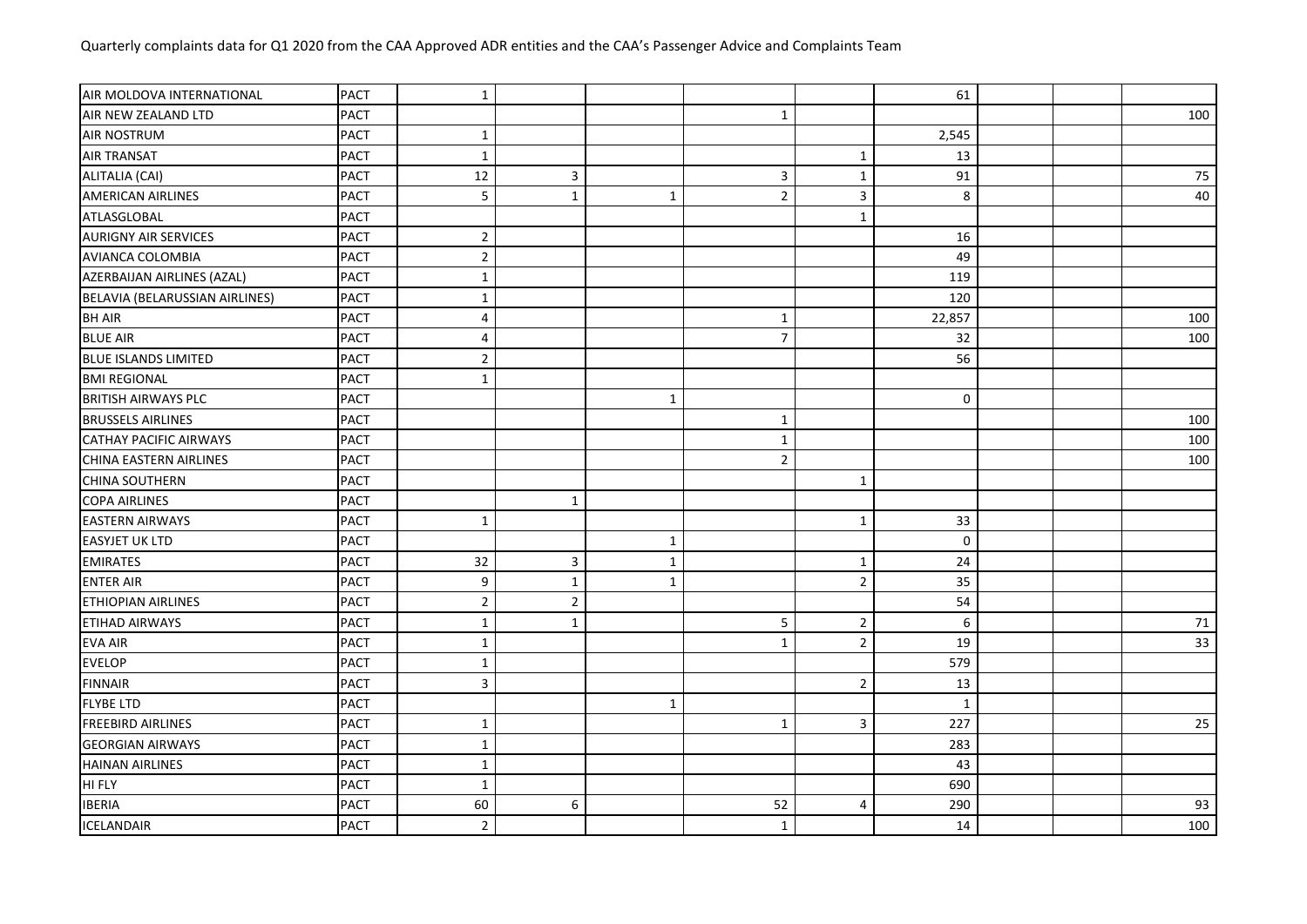Quarterly complaints data for Q1 2020 from the CAA Approved ADR entities and the CAA's Passenger Advice and Complaints Team

| | | | | | | | | | | |
|---|---|---|---|---|---|---|---|---|---|---|
| AIR MOLDOVA INTERNATIONAL | PACT | 1 | | | | | 61 | | | |
| AIR NEW ZEALAND LTD | PACT | | | | 1 | | | | | 100 |
| AIR NOSTRUM | PACT | 1 | | | | | 2,545 | | | |
| AIR TRANSAT | PACT | 1 | | | | 1 | 13 | | | |
| ALITALIA (CAI) | PACT | 12 | 3 | | 3 | 1 | 91 | | | 75 |
| AMERICAN AIRLINES | PACT | 5 | 1 | 1 | 2 | 3 | 8 | | | 40 |
| ATLASGLOBAL | PACT | | | | | 1 | | | | |
| AURIGNY AIR SERVICES | PACT | 2 | | | | | 16 | | | |
| AVIANCA COLOMBIA | PACT | 2 | | | | | 49 | | | |
| AZERBAIJAN AIRLINES (AZAL) | PACT | 1 | | | | | 119 | | | |
| BELAVIA (BELARUSSIAN AIRLINES) | PACT | 1 | | | | | 120 | | | |
| BH AIR | PACT | 4 | | | 1 | | 22,857 | | | 100 |
| BLUE AIR | PACT | 4 | | | 7 | | 32 | | | 100 |
| BLUE ISLANDS LIMITED | PACT | 2 | | | | | 56 | | | |
| BMI REGIONAL | PACT | 1 | | | | | | | | |
| BRITISH AIRWAYS PLC | PACT | | | 1 | | | 0 | | | |
| BRUSSELS AIRLINES | PACT | | | | 1 | | | | | 100 |
| CATHAY PACIFIC AIRWAYS | PACT | | | | 1 | | | | | 100 |
| CHINA EASTERN AIRLINES | PACT | | | | 2 | | | | | 100 |
| CHINA SOUTHERN | PACT | | | | | 1 | | | | |
| COPA AIRLINES | PACT | | 1 | | | | | | | |
| EASTERN AIRWAYS | PACT | 1 | | | | 1 | 33 | | | |
| EASYJET UK LTD | PACT | | | 1 | | | 0 | | | |
| EMIRATES | PACT | 32 | 3 | 1 | | 1 | 24 | | | |
| ENTER AIR | PACT | 9 | 1 | 1 | | 2 | 35 | | | |
| ETHIOPIAN AIRLINES | PACT | 2 | 2 | | | | 54 | | | |
| ETIHAD AIRWAYS | PACT | 1 | 1 | | 5 | 2 | 6 | | | 71 |
| EVA AIR | PACT | 1 | | | 1 | 2 | 19 | | | 33 |
| EVELOP | PACT | 1 | | | | | 579 | | | |
| FINNAIR | PACT | 3 | | | | 2 | 13 | | | |
| FLYBE LTD | PACT | | | 1 | | | 1 | | | |
| FREEBIRD AIRLINES | PACT | 1 | | | 1 | 3 | 227 | | | 25 |
| GEORGIAN AIRWAYS | PACT | 1 | | | | | 283 | | | |
| HAINAN AIRLINES | PACT | 1 | | | | | 43 | | | |
| HI FLY | PACT | 1 | | | | | 690 | | | |
| IBERIA | PACT | 60 | 6 | | 52 | 4 | 290 | | | 93 |
| ICELANDAIR | PACT | 2 | | | 1 | | 14 | | | 100 |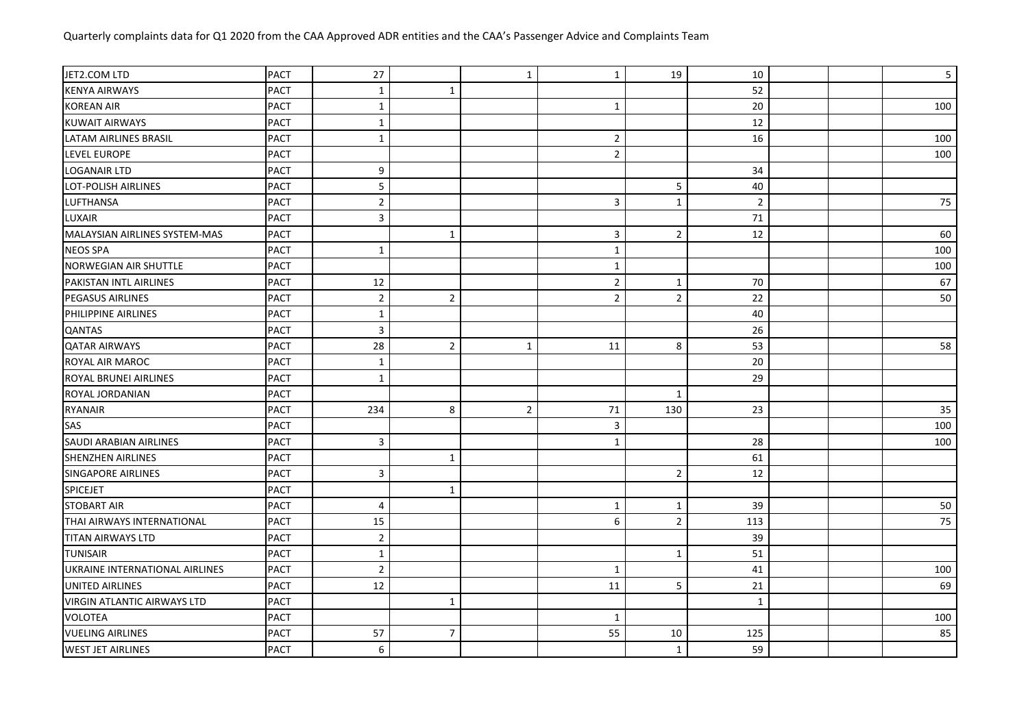Quarterly complaints data for Q1 2020 from the CAA Approved ADR entities and the CAA's Passenger Advice and Complaints Team

| | | | | | | | | | | |
|---|---|---|---|---|---|---|---|---|---|---|
| JET2.COM LTD | PACT | 27 | | 1 | 1 | 19 | 10 | | | 5 |
| KENYA AIRWAYS | PACT | 1 | 1 | | | | 52 | | | |
| KOREAN AIR | PACT | 1 | | | 1 | | 20 | | | 100 |
| KUWAIT AIRWAYS | PACT | 1 | | | | | 12 | | | |
| LATAM AIRLINES BRASIL | PACT | 1 | | | 2 | | 16 | | | 100 |
| LEVEL EUROPE | PACT | | | | 2 | | | | | 100 |
| LOGANAIR LTD | PACT | 9 | | | | | 34 | | | |
| LOT-POLISH AIRLINES | PACT | 5 | | | | 5 | 40 | | | |
| LUFTHANSA | PACT | 2 | | | 3 | 1 | 2 | | | 75 |
| LUXAIR | PACT | 3 | | | | | 71 | | | |
| MALAYSIAN AIRLINES SYSTEM-MAS | PACT | | 1 | | 3 | 2 | 12 | | | 60 |
| NEOS SPA | PACT | 1 | | | 1 | | | | | 100 |
| NORWEGIAN AIR SHUTTLE | PACT | | | | 1 | | | | | 100 |
| PAKISTAN INTL AIRLINES | PACT | 12 | | | 2 | 1 | 70 | | | 67 |
| PEGASUS AIRLINES | PACT | 2 | 2 | | 2 | 2 | 22 | | | 50 |
| PHILIPPINE AIRLINES | PACT | 1 | | | | | 40 | | | |
| QANTAS | PACT | 3 | | | | | 26 | | | |
| QATAR AIRWAYS | PACT | 28 | 2 | 1 | 11 | 8 | 53 | | | 58 |
| ROYAL AIR MAROC | PACT | 1 | | | | | 20 | | | |
| ROYAL BRUNEI AIRLINES | PACT | 1 | | | | | 29 | | | |
| ROYAL JORDANIAN | PACT | | | | | 1 | | | | |
| RYANAIR | PACT | 234 | 8 | 2 | 71 | 130 | 23 | | | 35 |
| SAS | PACT | | | | 3 | | | | | 100 |
| SAUDI ARABIAN AIRLINES | PACT | 3 | | | 1 | | 28 | | | 100 |
| SHENZHEN AIRLINES | PACT | | 1 | | | | 61 | | | |
| SINGAPORE AIRLINES | PACT | 3 | | | | 2 | 12 | | | |
| SPICEJET | PACT | | 1 | | | | | | | |
| STOBART AIR | PACT | 4 | | | 1 | 1 | 39 | | | 50 |
| THAI AIRWAYS INTERNATIONAL | PACT | 15 | | | 6 | 2 | 113 | | | 75 |
| TITAN AIRWAYS LTD | PACT | 2 | | | | | 39 | | | |
| TUNISAIR | PACT | 1 | | | | 1 | 51 | | | |
| UKRAINE INTERNATIONAL AIRLINES | PACT | 2 | | | 1 | | 41 | | | 100 |
| UNITED AIRLINES | PACT | 12 | | | 11 | 5 | 21 | | | 69 |
| VIRGIN ATLANTIC AIRWAYS LTD | PACT | | 1 | | | | 1 | | | |
| VOLOTEA | PACT | | | | 1 | | | | | 100 |
| VUELING AIRLINES | PACT | 57 | 7 | | 55 | 10 | 125 | | | 85 |
| WEST JET AIRLINES | PACT | 6 | | | | 1 | 59 | | | |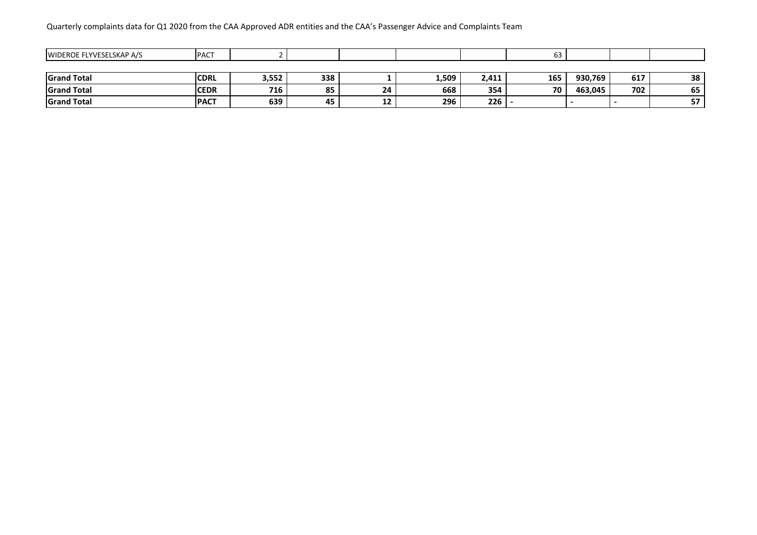Quarterly complaints data for Q1 2020 from the CAA Approved ADR entities and the CAA's Passenger Advice and Complaints Team

| | | | | | | | | | | |
|---|---|---|---|---|---|---|---|---|---|---|
| WIDEROE FLYVESELSKAP A/S | PACT | 2 | | | | | 63 | | | |
| | | | | | | | | | | |
| **Grand Total** | **CDRL** | **3,552** | **338** | **1** | **1,509** | **2,411** | **165** | **930,769** | **617** | **38** |
| **Grand Total** | **CEDR** | **716** | **85** | **24** | **668** | **354** | **70** | **463,045** | **702** | **65** |
| **Grand Total** | **PACT** | **639** | **45** | **12** | **296** | **226** | **-** | **-** | **-** | **57** |